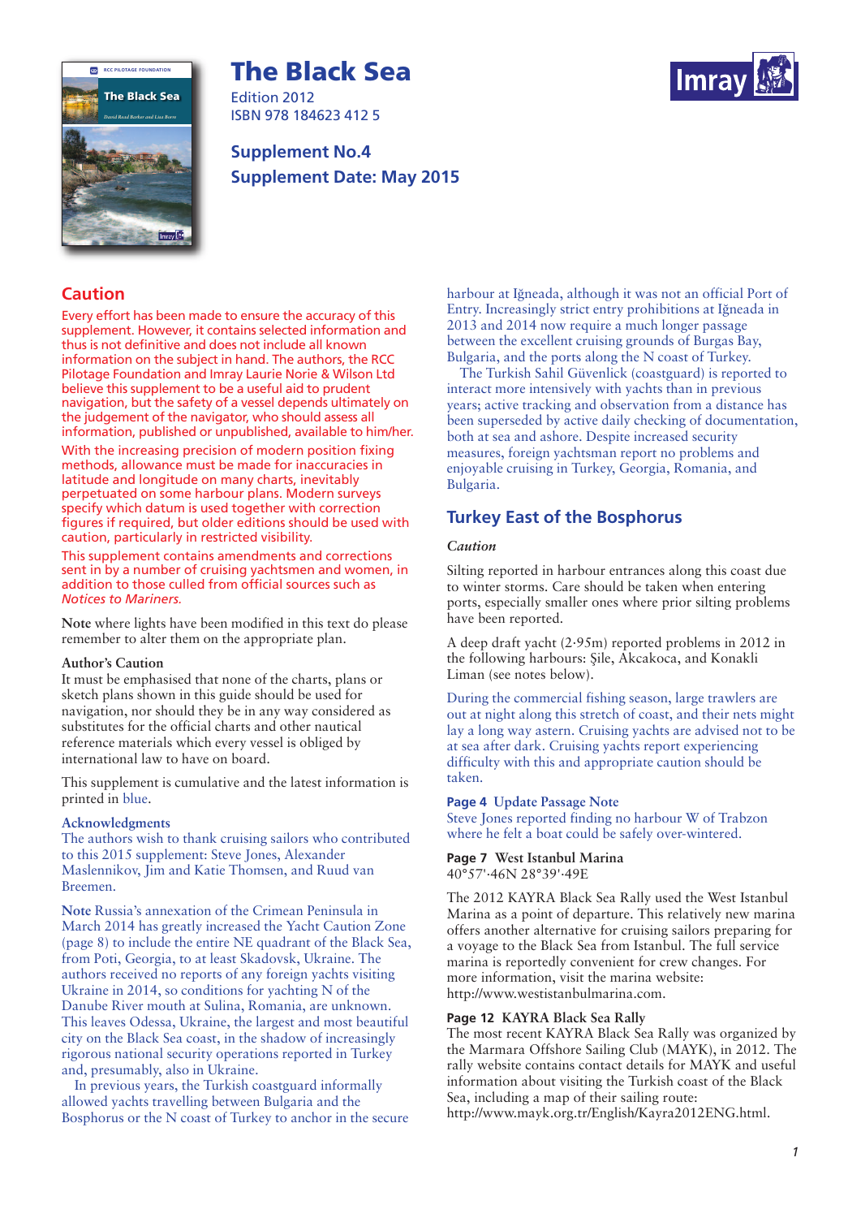# The Black Sea

Edition 2012
ISBN 978 184623 412 5

**Supplement No.4**
**Supplement Date: May 2015**

## Caution

Every effort has been made to ensure the accuracy of this supplement. However, it contains selected information and thus is not definitive and does not include all known information on the subject in hand. The authors, the RCC Pilotage Foundation and Imray Laurie Norie & Wilson Ltd believe this supplement to be a useful aid to prudent navigation, but the safety of a vessel depends ultimately on the judgement of the navigator, who should assess all information, published or unpublished, available to him/her.

With the increasing precision of modern position fixing methods, allowance must be made for inaccuracies in latitude and longitude on many charts, inevitably perpetuated on some harbour plans. Modern surveys specify which datum is used together with correction figures if required, but older editions should be used with caution, particularly in restricted visibility.

This supplement contains amendments and corrections sent in by a number of cruising yachtsmen and women, in addition to those culled from official sources such as *Notices to Mariners.*

**Note** where lights have been modified in this text do please remember to alter them on the appropriate plan.

**Author's Caution**
It must be emphasised that none of the charts, plans or sketch plans shown in this guide should be used for navigation, nor should they be in any way considered as substitutes for the official charts and other nautical reference materials which every vessel is obliged by international law to have on board.

This supplement is cumulative and the latest information is printed in blue.

**Acknowledgments**
The authors wish to thank cruising sailors who contributed to this 2015 supplement: Steve Jones, Alexander Maslennikov, Jim and Katie Thomsen, and Ruud van Breemen.

**Note** Russia's annexation of the Crimean Peninsula in March 2014 has greatly increased the Yacht Caution Zone (page 8) to include the entire NE quadrant of the Black Sea, from Poti, Georgia, to at least Skadovsk, Ukraine. The authors received no reports of any foreign yachts visiting Ukraine in 2014, so conditions for yachting N of the Danube River mouth at Sulina, Romania, are unknown. This leaves Odessa, Ukraine, the largest and most beautiful city on the Black Sea coast, in the shadow of increasingly rigorous national security operations reported in Turkey and, presumably, also in Ukraine.

In previous years, the Turkish coastguard informally allowed yachts travelling between Bulgaria and the Bosphorus or the N coast of Turkey to anchor in the secure harbour at Iğneada, although it was not an official Port of Entry. Increasingly strict entry prohibitions at Iğneada in 2013 and 2014 now require a much longer passage between the excellent cruising grounds of Burgas Bay, Bulgaria, and the ports along the N coast of Turkey.

The Turkish Sahil Güvenlick (coastguard) is reported to interact more intensively with yachts than in previous years; active tracking and observation from a distance has been superseded by active daily checking of documentation, both at sea and ashore. Despite increased security measures, foreign yachtsman report no problems and enjoyable cruising in Turkey, Georgia, Romania, and Bulgaria.

## Turkey East of the Bosphorus

*Caution*

Silting reported in harbour entrances along this coast due to winter storms. Care should be taken when entering ports, especially smaller ones where prior silting problems have been reported.

A deep draft yacht (2·95m) reported problems in 2012 in the following harbours: Şile, Akcakoca, and Konakli Liman (see notes below).

During the commercial fishing season, large trawlers are out at night along this stretch of coast, and their nets might lay a long way astern. Cruising yachts are advised not to be at sea after dark. Cruising yachts report experiencing difficulty with this and appropriate caution should be taken.

**Page 4 Update Passage Note**
Steve Jones reported finding no harbour W of Trabzon where he felt a boat could be safely over-wintered.

**Page 7 West Istanbul Marina**
40°57'·46N 28°39'·49E

The 2012 KAYRA Black Sea Rally used the West Istanbul Marina as a point of departure. This relatively new marina offers another alternative for cruising sailors preparing for a voyage to the Black Sea from Istanbul. The full service marina is reportedly convenient for crew changes. For more information, visit the marina website: http://www.westistanbulmarina.com.

**Page 12 KAYRA Black Sea Rally**
The most recent KAYRA Black Sea Rally was organized by the Marmara Offshore Sailing Club (MAYK), in 2012. The rally website contains contact details for MAYK and useful information about visiting the Turkish coast of the Black Sea, including a map of their sailing route: http://www.mayk.org.tr/English/Kayra2012ENG.html.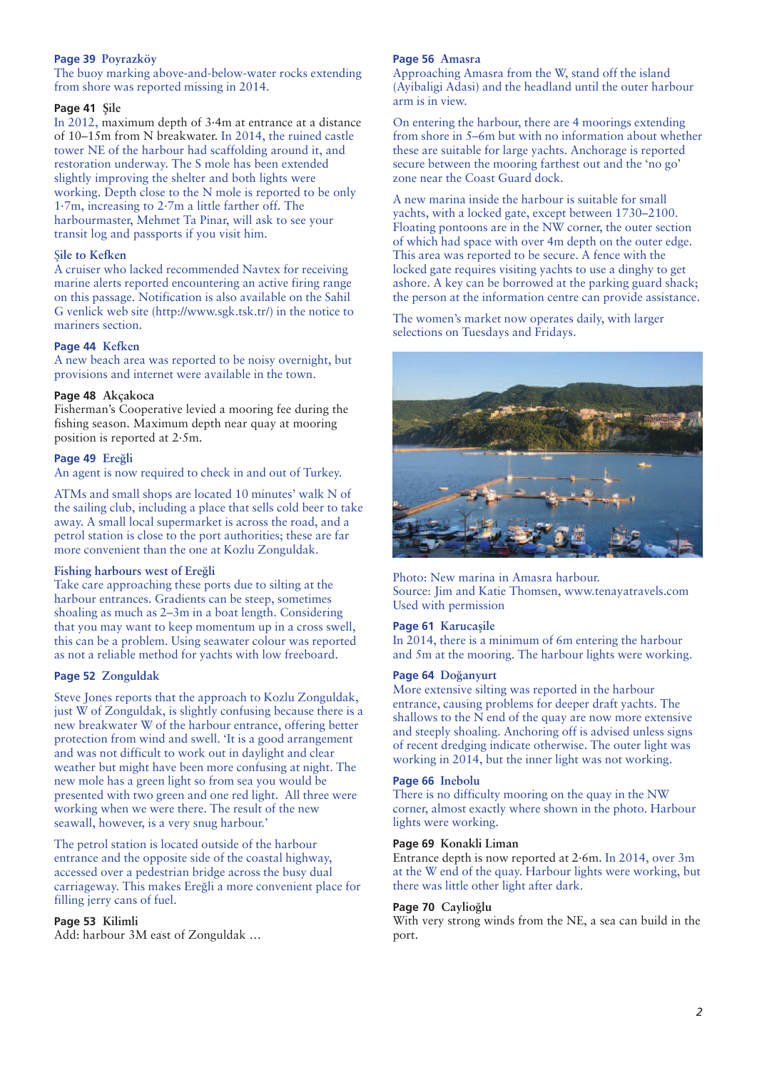**Page 39 Poyrazköy**
The buoy marking above-and-below-water rocks extending from shore was reported missing in 2014.

**Page 41 Şile**
In 2012, maximum depth of 3·4m at entrance at a distance of 10–15m from N breakwater. In 2014, the ruined castle tower NE of the harbour had scaffolding around it, and restoration underway. The S mole has been extended slightly improving the shelter and both lights were working. Depth close to the N mole is reported to be only 1·7m, increasing to 2·7m a little farther off. The harbourmaster, Mehmet Ta Pinar, will ask to see your transit log and passports if you visit him.

**Şile to Kefken**
A cruiser who lacked recommended Navtex for receiving marine alerts reported encountering an active firing range on this passage. Notification is also available on the Sahil G venlick web site (http://www.sgk.tsk.tr/) in the notice to mariners section.

**Page 44 Kefken**
A new beach area was reported to be noisy overnight, but provisions and internet were available in the town.

**Page 48 Akçakoca**
Fisherman's Cooperative levied a mooring fee during the fishing season. Maximum depth near quay at mooring position is reported at 2·5m.

**Page 49 Ereğli**
An agent is now required to check in and out of Turkey.

ATMs and small shops are located 10 minutes' walk N of the sailing club, including a place that sells cold beer to take away. A small local supermarket is across the road, and a petrol station is close to the port authorities; these are far more convenient than the one at Kozlu Zonguldak.

**Fishing harbours west of Ereğli**
Take care approaching these ports due to silting at the harbour entrances. Gradients can be steep, sometimes shoaling as much as 2–3m in a boat length. Considering that you may want to keep momentum up in a cross swell, this can be a problem. Using seawater colour was reported as not a reliable method for yachts with low freeboard.

**Page 52 Zonguldak**

Steve Jones reports that the approach to Kozlu Zonguldak, just W of Zonguldak, is slightly confusing because there is a new breakwater W of the harbour entrance, offering better protection from wind and swell. 'It is a good arrangement and was not difficult to work out in daylight and clear weather but might have been more confusing at night. The new mole has a green light so from sea you would be presented with two green and one red light. All three were working when we were there. The result of the new seawall, however, is a very snug harbour.'

The petrol station is located outside of the harbour entrance and the opposite side of the coastal highway, accessed over a pedestrian bridge across the busy dual carriageway. This makes Ereğli a more convenient place for filling jerry cans of fuel.

**Page 53 Kilimli**
Add: harbour 3M east of Zonguldak …

**Page 56 Amasra**
Approaching Amasra from the W, stand off the island (Ayibaligi Adasi) and the headland until the outer harbour arm is in view.

On entering the harbour, there are 4 moorings extending from shore in 5–6m but with no information about whether these are suitable for large yachts. Anchorage is reported secure between the mooring farthest out and the 'no go' zone near the Coast Guard dock.

A new marina inside the harbour is suitable for small yachts, with a locked gate, except between 1730–2100. Floating pontoons are in the NW corner, the outer section of which had space with over 4m depth on the outer edge. This area was reported to be secure. A fence with the locked gate requires visiting yachts to use a dinghy to get ashore. A key can be borrowed at the parking guard shack; the person at the information centre can provide assistance.

The women's market now operates daily, with larger selections on Tuesdays and Fridays.

Photo: New marina in Amasra harbour.
Source: Jim and Katie Thomsen, www.tenayatravels.com
Used with permission

**Page 61 Karucaşile**
In 2014, there is a minimum of 6m entering the harbour and 5m at the mooring. The harbour lights were working.

**Page 64 Doğanyurt**
More extensive silting was reported in the harbour entrance, causing problems for deeper draft yachts. The shallows to the N end of the quay are now more extensive and steeply shoaling. Anchoring off is advised unless signs of recent dredging indicate otherwise. The outer light was working in 2014, but the inner light was not working.

**Page 66 Inebolu**
There is no difficulty mooring on the quay in the NW corner, almost exactly where shown in the photo. Harbour lights were working.

**Page 69 Konakli Liman**
Entrance depth is now reported at 2·6m. In 2014, over 3m at the W end of the quay. Harbour lights were working, but there was little other light after dark.

**Page 70 Caylioğlu**
With very strong winds from the NE, a sea can build in the port.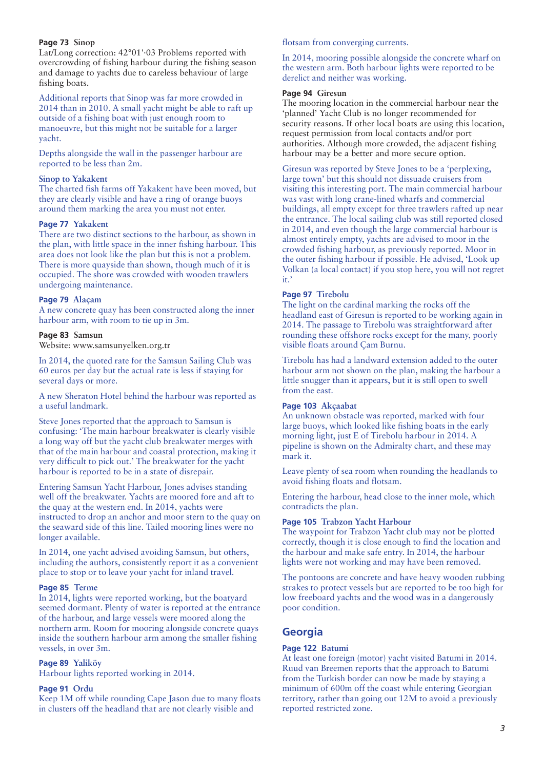**Page 73 Sinop**
Lat/Long correction: 42°01'·03 Problems reported with overcrowding of fishing harbour during the fishing season and damage to yachts due to careless behaviour of large fishing boats.

Additional reports that Sinop was far more crowded in 2014 than in 2010. A small yacht might be able to raft up outside of a fishing boat with just enough room to manoeuvre, but this might not be suitable for a larger yacht.

Depths alongside the wall in the passenger harbour are reported to be less than 2m.

**Sinop to Yakakent**
The charted fish farms off Yakakent have been moved, but they are clearly visible and have a ring of orange buoys around them marking the area you must not enter.

**Page 77 Yakakent**
There are two distinct sections to the harbour, as shown in the plan, with little space in the inner fishing harbour. This area does not look like the plan but this is not a problem. There is more quayside than shown, though much of it is occupied. The shore was crowded with wooden trawlers undergoing maintenance.

**Page 79 Alaçam**
A new concrete quay has been constructed along the inner harbour arm, with room to tie up in 3m.

**Page 83 Samsun**
Website: www.samsunyelken.org.tr

In 2014, the quoted rate for the Samsun Sailing Club was 60 euros per day but the actual rate is less if staying for several days or more.

A new Sheraton Hotel behind the harbour was reported as a useful landmark.

Steve Jones reported that the approach to Samsun is confusing: 'The main harbour breakwater is clearly visible a long way off but the yacht club breakwater merges with that of the main harbour and coastal protection, making it very difficult to pick out.' The breakwater for the yacht harbour is reported to be in a state of disrepair.

Entering Samsun Yacht Harbour, Jones advises standing well off the breakwater. Yachts are moored fore and aft to the quay at the western end. In 2014, yachts were instructed to drop an anchor and moor stern to the quay on the seaward side of this line. Tailed mooring lines were no longer available.

In 2014, one yacht advised avoiding Samsun, but others, including the authors, consistently report it as a convenient place to stop or to leave your yacht for inland travel.

**Page 85 Terme**
In 2014, lights were reported working, but the boatyard seemed dormant. Plenty of water is reported at the entrance of the harbour, and large vessels were moored along the northern arm. Room for mooring alongside concrete quays inside the southern harbour arm among the smaller fishing vessels, in over 3m.

**Page 89 Yaliköy**
Harbour lights reported working in 2014.

**Page 91 Ordu**
Keep 1M off while rounding Cape Jason due to many floats in clusters off the headland that are not clearly visible and flotsam from converging currents.

In 2014, mooring possible alongside the concrete wharf on the western arm. Both harbour lights were reported to be derelict and neither was working.

**Page 94 Giresun**
The mooring location in the commercial harbour near the 'planned' Yacht Club is no longer recommended for security reasons. If other local boats are using this location, request permission from local contacts and/or port authorities. Although more crowded, the adjacent fishing harbour may be a better and more secure option.

Giresun was reported by Steve Jones to be a 'perplexing, large town' but this should not dissuade cruisers from visiting this interesting port. The main commercial harbour was vast with long crane-lined wharfs and commercial buildings, all empty except for three trawlers rafted up near the entrance. The local sailing club was still reported closed in 2014, and even though the large commercial harbour is almost entirely empty, yachts are advised to moor in the crowded fishing harbour, as previously reported. Moor in the outer fishing harbour if possible. He advised, 'Look up Volkan (a local contact) if you stop here, you will not regret it.'

**Page 97 Tirebolu**
The light on the cardinal marking the rocks off the headland east of Giresun is reported to be working again in 2014. The passage to Tirebolu was straightforward after rounding these offshore rocks except for the many, poorly visible floats around Çam Burnu.

Tirebolu has had a landward extension added to the outer harbour arm not shown on the plan, making the harbour a little snugger than it appears, but it is still open to swell from the east.

**Page 103 Akçaabat**
An unknown obstacle was reported, marked with four large buoys, which looked like fishing boats in the early morning light, just E of Tirebolu harbour in 2014. A pipeline is shown on the Admiralty chart, and these may mark it.

Leave plenty of sea room when rounding the headlands to avoid fishing floats and flotsam.

Entering the harbour, head close to the inner mole, which contradicts the plan.

**Page 105 Trabzon Yacht Harbour**
The waypoint for Trabzon Yacht club may not be plotted correctly, though it is close enough to find the location and the harbour and make safe entry. In 2014, the harbour lights were not working and may have been removed.

The pontoons are concrete and have heavy wooden rubbing strakes to protect vessels but are reported to be too high for low freeboard yachts and the wood was in a dangerously poor condition.

## Georgia

**Page 122 Batumi**
At least one foreign (motor) yacht visited Batumi in 2014. Ruud van Breemen reports that the approach to Batumi from the Turkish border can now be made by staying a minimum of 600m off the coast while entering Georgian territory, rather than going out 12M to avoid a previously reported restricted zone.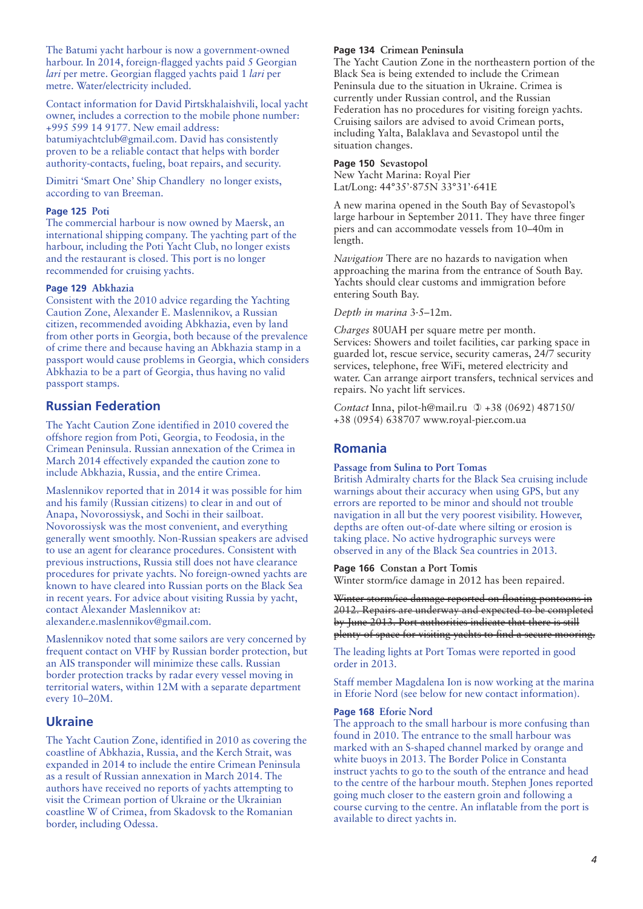The Batumi yacht harbour is now a government-owned harbour. In 2014, foreign-flagged yachts paid 5 Georgian *lari* per metre. Georgian flagged yachts paid 1 *lari* per metre. Water/electricity included.

Contact information for David Pirtskhalaishvili, local yacht owner, includes a correction to the mobile phone number: +995 599 14 9177. New email address: batumiyachtclub@gmail.com. David has consistently proven to be a reliable contact that helps with border authority-contacts, fueling, boat repairs, and security.

Dimitri 'Smart One' Ship Chandlery no longer exists, according to van Breeman.

**Page 125 Poti**
The commercial harbour is now owned by Maersk, an international shipping company. The yachting part of the harbour, including the Poti Yacht Club, no longer exists and the restaurant is closed. This port is no longer recommended for cruising yachts.

**Page 129 Abkhazia**
Consistent with the 2010 advice regarding the Yachting Caution Zone, Alexander E. Maslennikov, a Russian citizen, recommended avoiding Abkhazia, even by land from other ports in Georgia, both because of the prevalence of crime there and because having an Abkhazia stamp in a passport would cause problems in Georgia, which considers Abkhazia to be a part of Georgia, thus having no valid passport stamps.

## Russian Federation

The Yacht Caution Zone identified in 2010 covered the offshore region from Poti, Georgia, to Feodosia, in the Crimean Peninsula. Russian annexation of the Crimea in March 2014 effectively expanded the caution zone to include Abkhazia, Russia, and the entire Crimea.

Maslennikov reported that in 2014 it was possible for him and his family (Russian citizens) to clear in and out of Anapa, Novorossiysk, and Sochi in their sailboat. Novorossiysk was the most convenient, and everything generally went smoothly. Non-Russian speakers are advised to use an agent for clearance procedures. Consistent with previous instructions, Russia still does not have clearance procedures for private yachts. No foreign-owned yachts are known to have cleared into Russian ports on the Black Sea in recent years. For advice about visiting Russia by yacht, contact Alexander Maslennikov at: alexander.e.maslennikov@gmail.com.

Maslennikov noted that some sailors are very concerned by frequent contact on VHF by Russian border protection, but an AIS transponder will minimize these calls. Russian border protection tracks by radar every vessel moving in territorial waters, within 12M with a separate department every 10–20M.

## Ukraine

The Yacht Caution Zone, identified in 2010 as covering the coastline of Abkhazia, Russia, and the Kerch Strait, was expanded in 2014 to include the entire Crimean Peninsula as a result of Russian annexation in March 2014. The authors have received no reports of yachts attempting to visit the Crimean portion of Ukraine or the Ukrainian coastline W of Crimea, from Skadovsk to the Romanian border, including Odessa.

**Page 134 Crimean Peninsula**
The Yacht Caution Zone in the northeastern portion of the Black Sea is being extended to include the Crimean Peninsula due to the situation in Ukraine. Crimea is currently under Russian control, and the Russian Federation has no procedures for visiting foreign yachts. Cruising sailors are advised to avoid Crimean ports, including Yalta, Balaklava and Sevastopol until the situation changes.

**Page 150 Sevastopol**
New Yacht Marina: Royal Pier
Lat/Long: 44°35'·875N 33°31'·641E

A new marina opened in the South Bay of Sevastopol's large harbour in September 2011. They have three finger piers and can accommodate vessels from 10–40m in length.

*Navigation* There are no hazards to navigation when approaching the marina from the entrance of South Bay. Yachts should clear customs and immigration before entering South Bay.

*Depth in marina* 3·5–12m.

*Charges* 80UAH per square metre per month.
Services: Showers and toilet facilities, car parking space in guarded lot, rescue service, security cameras, 24/7 security services, telephone, free WiFi, metered electricity and water. Can arrange airport transfers, technical services and repairs. No yacht lift services.

*Contact* Inna, pilot-h@mail.ru ✆ +38 (0692) 487150/ +38 (0954) 638707 www.royal-pier.com.ua

## Romania

**Passage from Sulina to Port Tomas**
British Admiralty charts for the Black Sea cruising include warnings about their accuracy when using GPS, but any errors are reported to be minor and should not trouble navigation in all but the very poorest visibility. However, depths are often out-of-date where silting or erosion is taking place. No active hydrographic surveys were observed in any of the Black Sea countries in 2013.

**Page 166 Constan a Port Tomis**
Winter storm/ice damage in 2012 has been repaired.

~~Winter storm/ice damage reported on floating pontoons in 2012. Repairs are underway and expected to be completed by June 2013. Port authorities indicate that there is still plenty of space for visiting yachts to find a secure mooring.~~

The leading lights at Port Tomas were reported in good order in 2013.

Staff member Magdalena Ion is now working at the marina in Eforie Nord (see below for new contact information).

**Page 168 Eforie Nord**
The approach to the small harbour is more confusing than found in 2010. The entrance to the small harbour was marked with an S-shaped channel marked by orange and white buoys in 2013. The Border Police in Constanta instruct yachts to go to the south of the entrance and head to the centre of the harbour mouth. Stephen Jones reported going much closer to the eastern groin and following a course curving to the centre. An inflatable from the port is available to direct yachts in.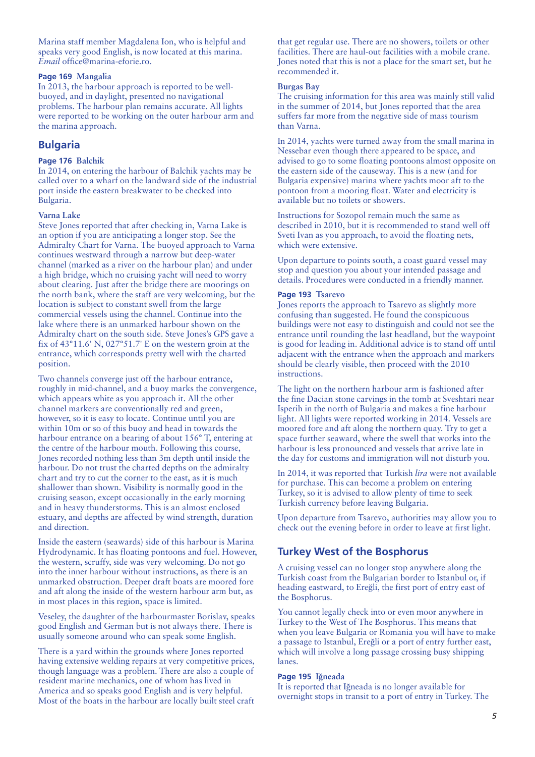Marina staff member Magdalena Ion, who is helpful and speaks very good English, is now located at this marina. *Email* office@marina-eforie.ro.

**Page 169 Mangalia**

In 2013, the harbour approach is reported to be well-buoyed, and in daylight, presented no navigational problems. The harbour plan remains accurate. All lights were reported to be working on the outer harbour arm and the marina approach.

## Bulgaria

**Page 176 Balchik**

In 2014, on entering the harbour of Balchik yachts may be called over to a wharf on the landward side of the industrial port inside the eastern breakwater to be checked into Bulgaria.

**Varna Lake**

Steve Jones reported that after checking in, Varna Lake is an option if you are anticipating a longer stop. See the Admiralty Chart for Varna. The buoyed approach to Varna continues westward through a narrow but deep-water channel (marked as a river on the harbour plan) and under a high bridge, which no cruising yacht will need to worry about clearing. Just after the bridge there are moorings on the north bank, where the staff are very welcoming, but the location is subject to constant swell from the large commercial vessels using the channel. Continue into the lake where there is an unmarked harbour shown on the Admiralty chart on the south side. Steve Jones's GPS gave a fix of 43°11.6' N, 027°51.7' E on the western groin at the entrance, which corresponds pretty well with the charted position.

Two channels converge just off the harbour entrance, roughly in mid-channel, and a buoy marks the convergence, which appears white as you approach it. All the other channel markers are conventionally red and green, however, so it is easy to locate. Continue until you are within 10m or so of this buoy and head in towards the harbour entrance on a bearing of about 156° T, entering at the centre of the harbour mouth. Following this course, Jones recorded nothing less than 3m depth until inside the harbour. Do not trust the charted depths on the admiralty chart and try to cut the corner to the east, as it is much shallower than shown. Visibility is normally good in the cruising season, except occasionally in the early morning and in heavy thunderstorms. This is an almost enclosed estuary, and depths are affected by wind strength, duration and direction.

Inside the eastern (seawards) side of this harbour is Marina Hydrodynamic. It has floating pontoons and fuel. However, the western, scruffy, side was very welcoming. Do not go into the inner harbour without instructions, as there is an unmarked obstruction. Deeper draft boats are moored fore and aft along the inside of the western harbour arm but, as in most places in this region, space is limited.

Veseley, the daughter of the harbourmaster Borislav, speaks good English and German but is not always there. There is usually someone around who can speak some English.

There is a yard within the grounds where Jones reported having extensive welding repairs at very competitive prices, though language was a problem. There are also a couple of resident marine mechanics, one of whom has lived in America and so speaks good English and is very helpful. Most of the boats in the harbour are locally built steel craft that get regular use. There are no showers, toilets or other facilities. There are haul-out facilities with a mobile crane. Jones noted that this is not a place for the smart set, but he recommended it.

**Burgas Bay**

The cruising information for this area was mainly still valid in the summer of 2014, but Jones reported that the area suffers far more from the negative side of mass tourism than Varna.

In 2014, yachts were turned away from the small marina in Nessebar even though there appeared to be space, and advised to go to some floating pontoons almost opposite on the eastern side of the causeway. This is a new (and for Bulgaria expensive) marina where yachts moor aft to the pontoon from a mooring float. Water and electricity is available but no toilets or showers.

Instructions for Sozopol remain much the same as described in 2010, but it is recommended to stand well off Sveti Ivan as you approach, to avoid the floating nets, which were extensive.

Upon departure to points south, a coast guard vessel may stop and question you about your intended passage and details. Procedures were conducted in a friendly manner.

**Page 193 Tsarevo**

Jones reports the approach to Tsarevo as slightly more confusing than suggested. He found the conspicuous buildings were not easy to distinguish and could not see the entrance until rounding the last headland, but the waypoint is good for leading in. Additional advice is to stand off until adjacent with the entrance when the approach and markers should be clearly visible, then proceed with the 2010 instructions.

The light on the northern harbour arm is fashioned after the fine Dacian stone carvings in the tomb at Sveshtari near Isperih in the north of Bulgaria and makes a fine harbour light. All lights were reported working in 2014. Vessels are moored fore and aft along the northern quay. Try to get a space further seaward, where the swell that works into the harbour is less pronounced and vessels that arrive late in the day for customs and immigration will not disturb you.

In 2014, it was reported that Turkish *lira* were not available for purchase. This can become a problem on entering Turkey, so it is advised to allow plenty of time to seek Turkish currency before leaving Bulgaria.

Upon departure from Tsarevo, authorities may allow you to check out the evening before in order to leave at first light.

## Turkey West of the Bosphorus

A cruising vessel can no longer stop anywhere along the Turkish coast from the Bulgarian border to Istanbul or, if heading eastward, to Ereğli, the first port of entry east of the Bosphorus.

You cannot legally check into or even moor anywhere in Turkey to the West of The Bosphorus. This means that when you leave Bulgaria or Romania you will have to make a passage to Istanbul, Ereğli or a port of entry further east, which will involve a long passage crossing busy shipping lanes.

**Page 195 Iğneada**

It is reported that Iğneada is no longer available for overnight stops in transit to a port of entry in Turkey. The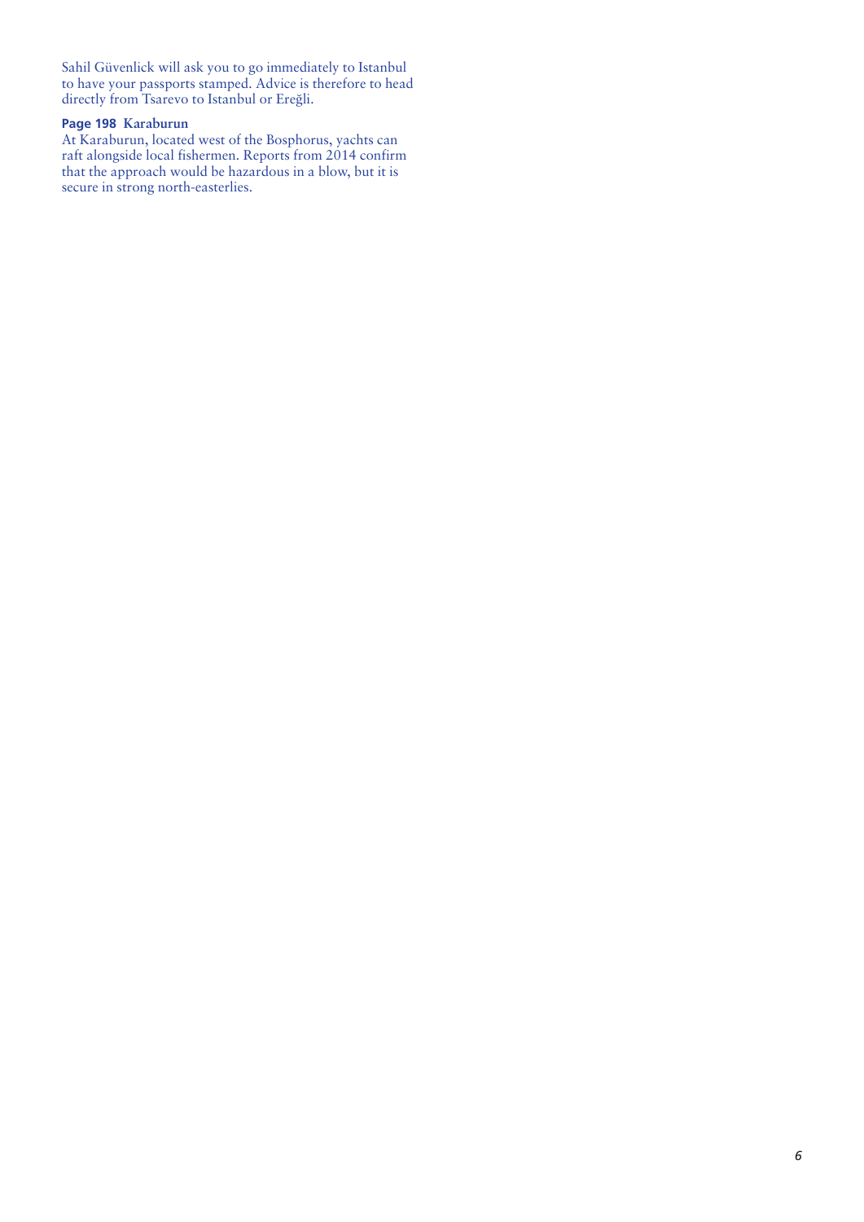Sahil Güvenlick will ask you to go immediately to Istanbul to have your passports stamped. Advice is therefore to head directly from Tsarevo to Istanbul or Ereğli.

**Page 198 Karaburun**

At Karaburun, located west of the Bosphorus, yachts can raft alongside local fishermen. Reports from 2014 confirm that the approach would be hazardous in a blow, but it is secure in strong north-easterlies.